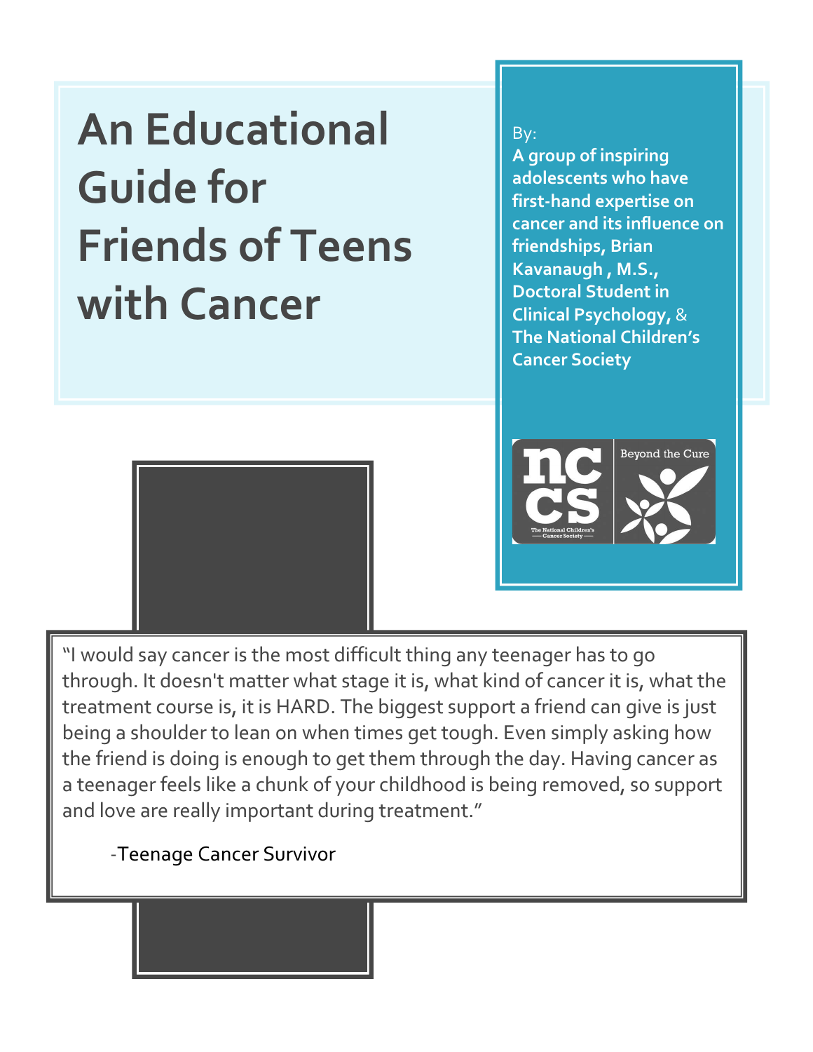# An Educational Guide for Friends of Teens with Cancer

By:
**A group of inspiring adolescents who have first-hand expertise on cancer and its influence on friendships, Brian Kavanaugh , M.S., Doctoral Student in Clinical Psychology, & The National Children's Cancer Society**

"I would say cancer is the most difficult thing any teenager has to go through. It doesn't matter what stage it is, what kind of cancer it is, what the treatment course is, it is HARD. The biggest support a friend can give is just being a shoulder to lean on when times get tough. Even simply asking how the friend is doing is enough to get them through the day. Having cancer as a teenager feels like a chunk of your childhood is being removed, so support and love are really important during treatment."

-Teenage Cancer Survivor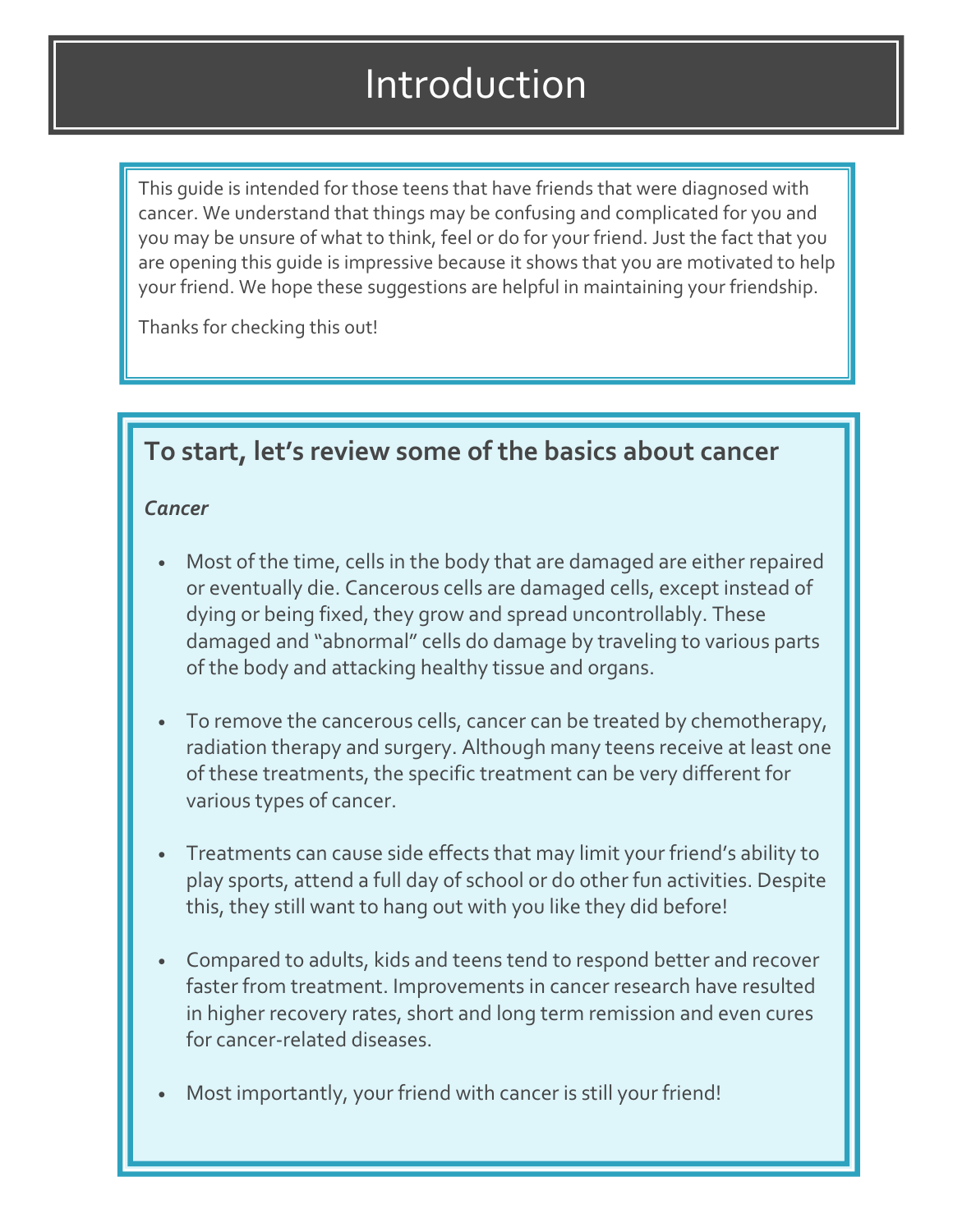# Introduction

This guide is intended for those teens that have friends that were diagnosed with cancer. We understand that things may be confusing and complicated for you and you may be unsure of what to think, feel or do for your friend. Just the fact that you are opening this guide is impressive because it shows that you are motivated to help your friend. We hope these suggestions are helpful in maintaining your friendship.

Thanks for checking this out!

## To start, let's review some of the basics about cancer

***Cancer***

- Most of the time, cells in the body that are damaged are either repaired or eventually die. Cancerous cells are damaged cells, except instead of dying or being fixed, they grow and spread uncontrollably. These damaged and "abnormal" cells do damage by traveling to various parts of the body and attacking healthy tissue and organs.

- To remove the cancerous cells, cancer can be treated by chemotherapy, radiation therapy and surgery. Although many teens receive at least one of these treatments, the specific treatment can be very different for various types of cancer.

- Treatments can cause side effects that may limit your friend's ability to play sports, attend a full day of school or do other fun activities. Despite this, they still want to hang out with you like they did before!

- Compared to adults, kids and teens tend to respond better and recover faster from treatment. Improvements in cancer research have resulted in higher recovery rates, short and long term remission and even cures for cancer-related diseases.

- Most importantly, your friend with cancer is still your friend!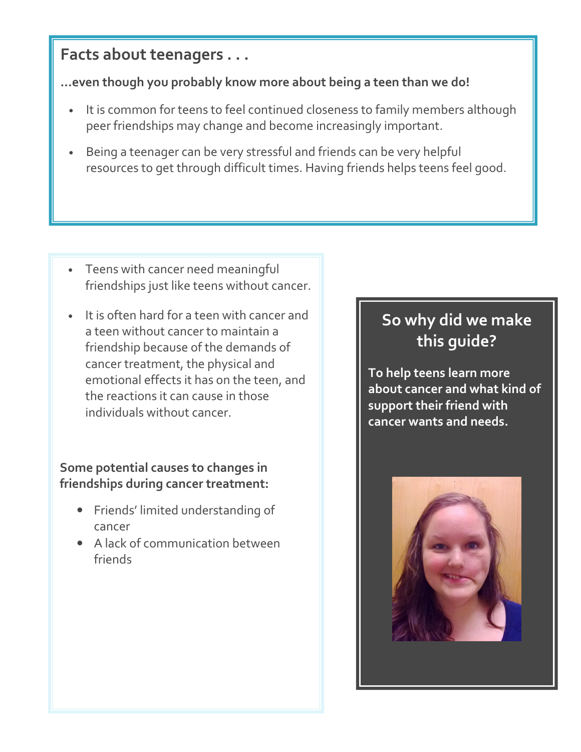## Facts about teenagers . . .

**...even though you probably know more about being a teen than we do!**

- It is common for teens to feel continued closeness to family members although peer friendships may change and become increasingly important.
- Being a teenager can be very stressful and friends can be very helpful resources to get through difficult times. Having friends helps teens feel good.

- Teens with cancer need meaningful friendships just like teens without cancer.
- It is often hard for a teen with cancer and a teen without cancer to maintain a friendship because of the demands of cancer treatment, the physical and emotional effects it has on the teen, and the reactions it can cause in those individuals without cancer.

**Some potential causes to changes in friendships during cancer treatment:**

- Friends' limited understanding of cancer
- A lack of communication between friends

## So why did we make this guide?

**To help teens learn more about cancer and what kind of support their friend with cancer wants and needs.**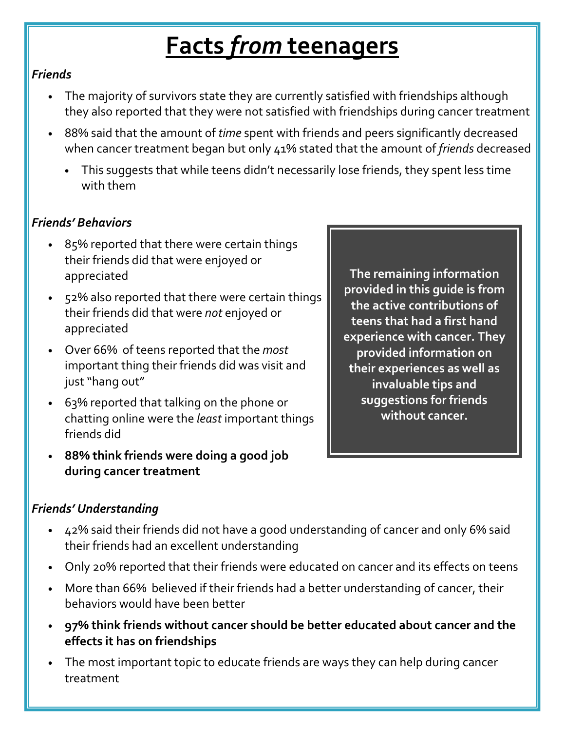# **Facts *from* teenagers**

***Friends***

- The majority of survivors state they are currently satisfied with friendships although they also reported that they were not satisfied with friendships during cancer treatment
- 88% said that the amount of *time* spent with friends and peers significantly decreased when cancer treatment began but only 41% stated that the amount of *friends* decreased
    - This suggests that while teens didn't necessarily lose friends, they spent less time with them

***Friends' Behaviors***

- 85% reported that there were certain things their friends did that were enjoyed or appreciated
- 52% also reported that there were certain things their friends did that were *not* enjoyed or appreciated
- Over 66% of teens reported that the *most* important thing their friends did was visit and just "hang out"
- 63% reported that talking on the phone or chatting online were the *least* important things friends did
- **88% think friends were doing a good job during cancer treatment**

**The remaining information provided in this guide is from the active contributions of teens that had a first hand experience with cancer. They provided information on their experiences as well as invaluable tips and suggestions for friends without cancer.**

***Friends' Understanding***

- 42% said their friends did not have a good understanding of cancer and only 6% said their friends had an excellent understanding
- Only 20% reported that their friends were educated on cancer and its effects on teens
- More than 66% believed if their friends had a better understanding of cancer, their behaviors would have been better
- **97% think friends without cancer should be better educated about cancer and the effects it has on friendships**
- The most important topic to educate friends are ways they can help during cancer treatment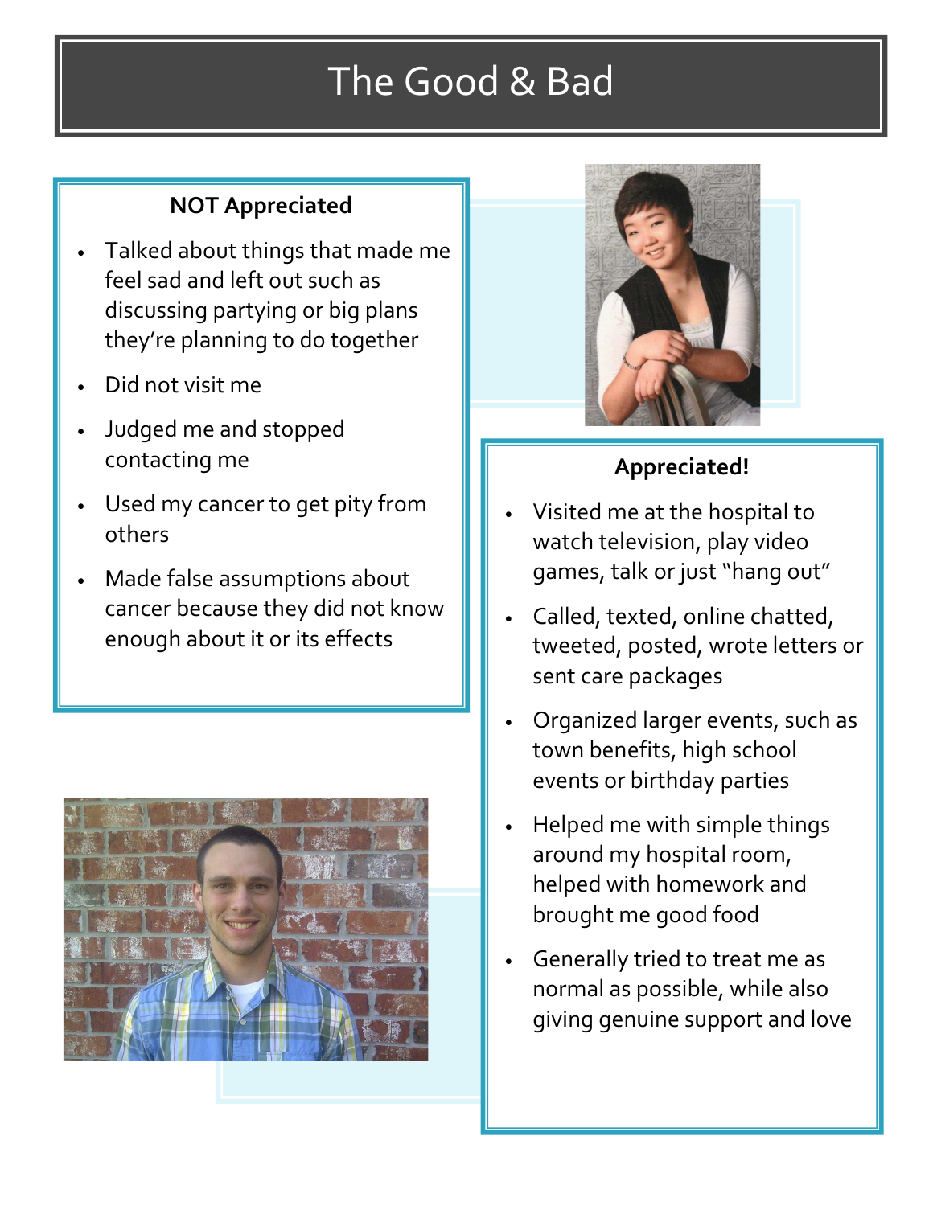# The Good & Bad

**NOT Appreciated**

- Talked about things that made me feel sad and left out such as discussing partying or big plans they're planning to do together
- Did not visit me
- Judged me and stopped contacting me
- Used my cancer to get pity from others
- Made false assumptions about cancer because they did not know enough about it or its effects

**Appreciated!**

- Visited me at the hospital to watch television, play video games, talk or just "hang out"
- Called, texted, online chatted, tweeted, posted, wrote letters or sent care packages
- Organized larger events, such as town benefits, high school events or birthday parties
- Helped me with simple things around my hospital room, helped with homework and brought me good food
- Generally tried to treat me as normal as possible, while also giving genuine support and love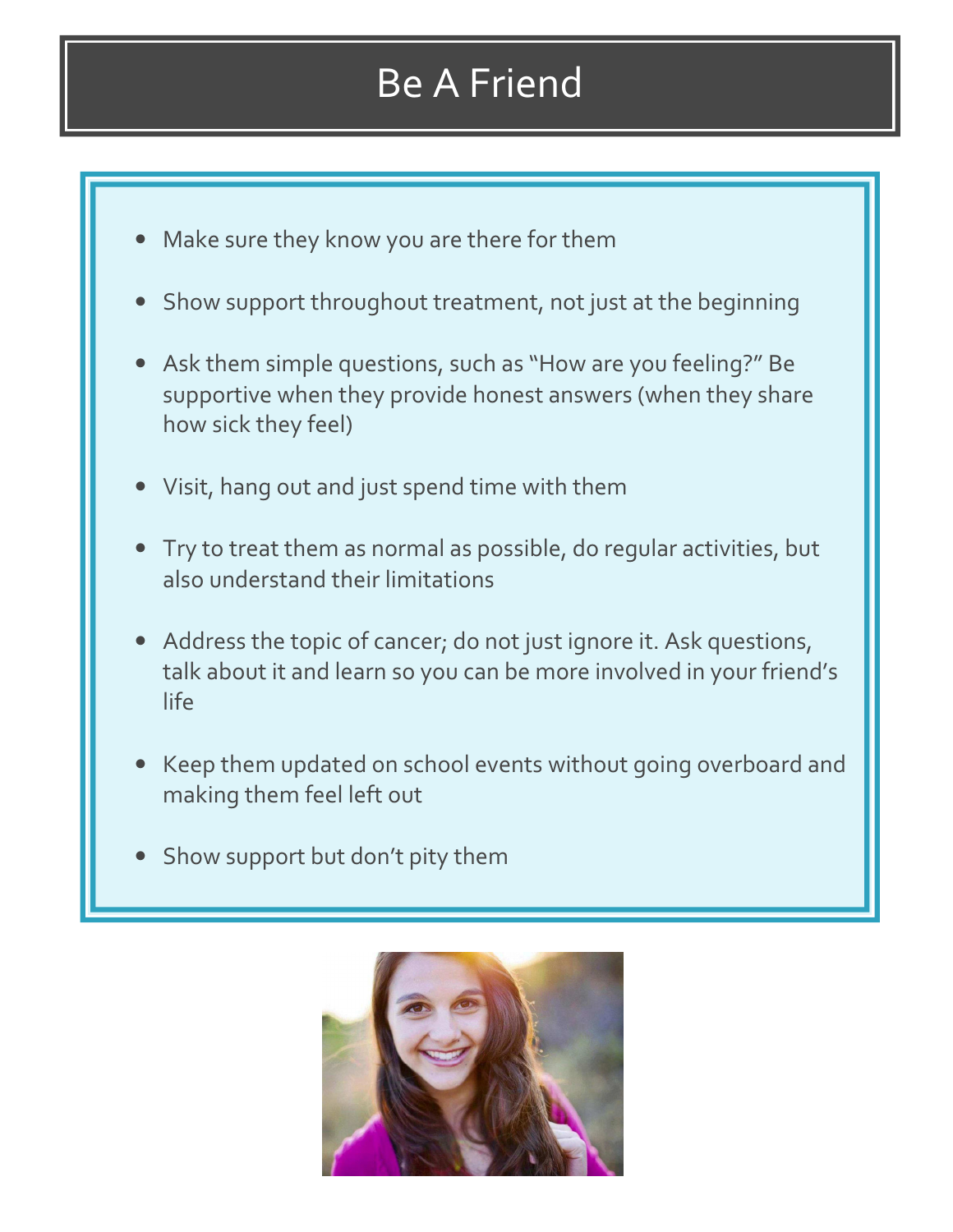# Be A Friend

- Make sure they know you are there for them
- Show support throughout treatment, not just at the beginning
- Ask them simple questions, such as "How are you feeling?" Be supportive when they provide honest answers (when they share how sick they feel)
- Visit, hang out and just spend time with them
- Try to treat them as normal as possible, do regular activities, but also understand their limitations
- Address the topic of cancer; do not just ignore it. Ask questions, talk about it and learn so you can be more involved in your friend's life
- Keep them updated on school events without going overboard and making them feel left out
- Show support but don't pity them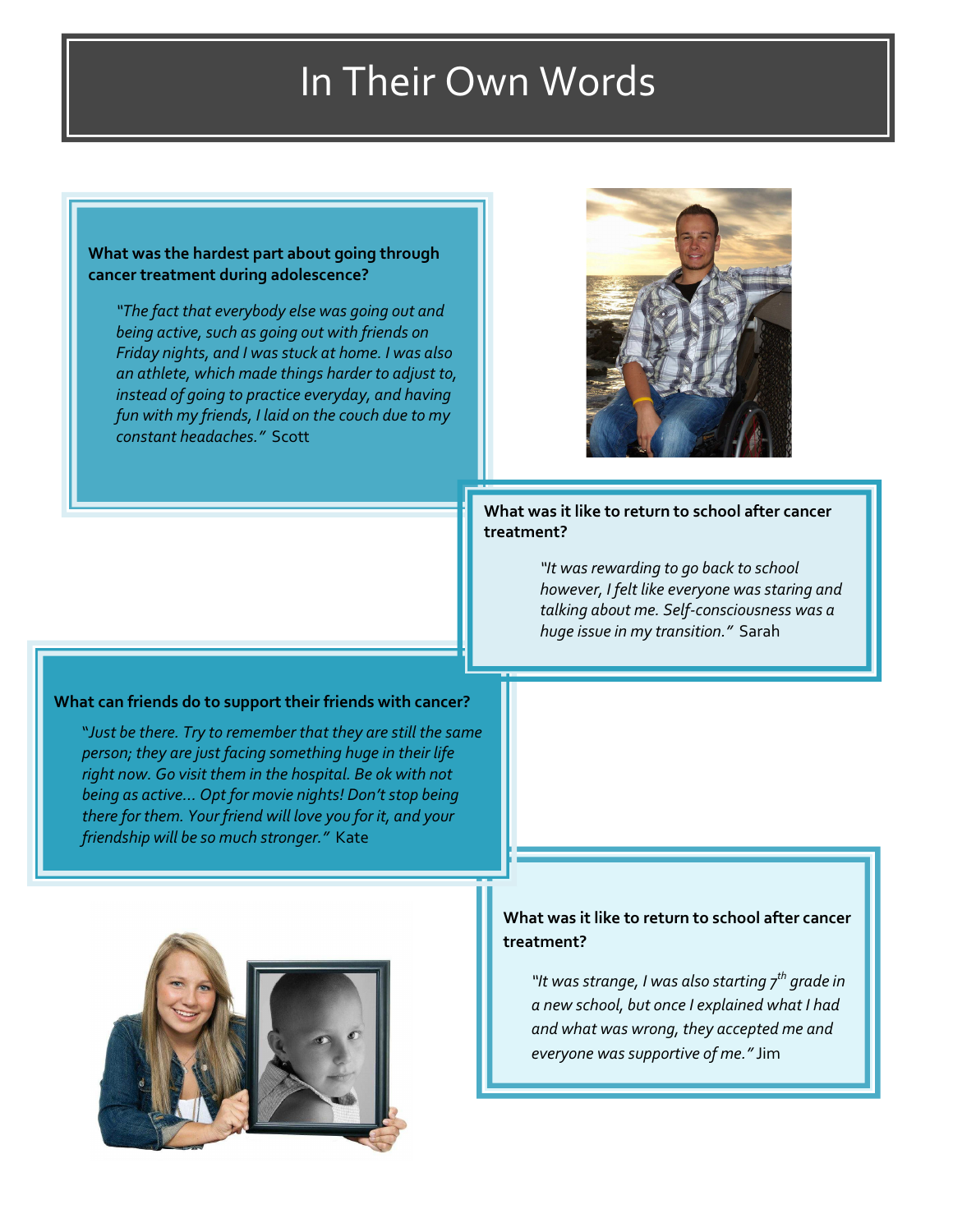# In Their Own Words

**What was the hardest part about going through cancer treatment during adolescence?**

*"The fact that everybody else was going out and being active, such as going out with friends on Friday nights, and I was stuck at home. I was also an athlete, which made things harder to adjust to, instead of going to practice everyday, and having fun with my friends, I laid on the couch due to my constant headaches."* Scott

**What was it like to return to school after cancer treatment?**

*"It was rewarding to go back to school however, I felt like everyone was staring and talking about me. Self-consciousness was a huge issue in my transition."* Sarah

**What can friends do to support their friends with cancer?**

*"Just be there. Try to remember that they are still the same person; they are just facing something huge in their life right now. Go visit them in the hospital. Be ok with not being as active… Opt for movie nights! Don't stop being there for them. Your friend will love you for it, and your friendship will be so much stronger."* Kate

**What was it like to return to school after cancer treatment?**

*"It was strange, I was also starting 7th grade in a new school, but once I explained what I had and what was wrong, they accepted me and everyone was supportive of me."* Jim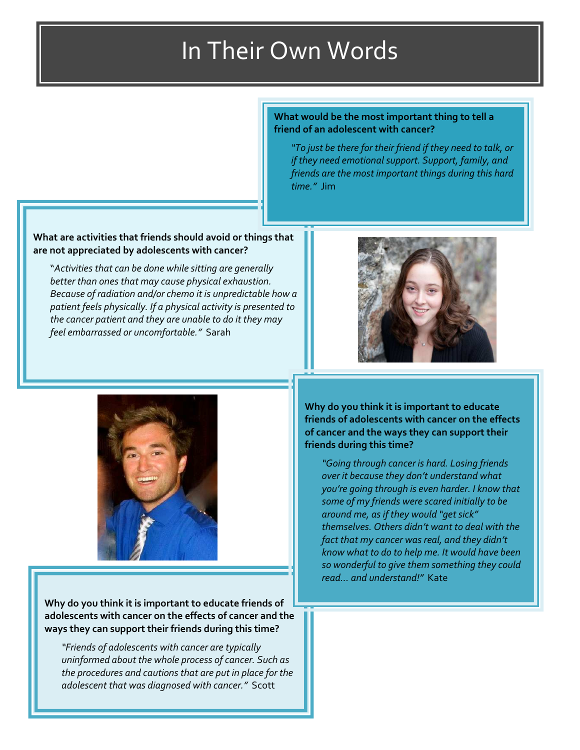# In Their Own Words

**What would be the most important thing to tell a friend of an adolescent with cancer?**

> *"To just be there for their friend if they need to talk, or if they need emotional support. Support, family, and friends are the most important things during this hard time."* Jim

**What are activities that friends should avoid or things that are not appreciated by adolescents with cancer?**

> *"Activities that can be done while sitting are generally better than ones that may cause physical exhaustion. Because of radiation and/or chemo it is unpredictable how a patient feels physically. If a physical activity is presented to the cancer patient and they are unable to do it they may feel embarrassed or uncomfortable."* Sarah

**Why do you think it is important to educate friends of adolescents with cancer on the effects of cancer and the ways they can support their friends during this time?**

> *"Going through cancer is hard. Losing friends over it because they don't understand what you're going through is even harder. I know that some of my friends were scared initially to be around me, as if they would "get sick" themselves. Others didn't want to deal with the fact that my cancer was real, and they didn't know what to do to help me. It would have been so wonderful to give them something they could read… and understand!"* Kate

**Why do you think it is important to educate friends of adolescents with cancer on the effects of cancer and the ways they can support their friends during this time?**

> *"Friends of adolescents with cancer are typically uninformed about the whole process of cancer. Such as the procedures and cautions that are put in place for the adolescent that was diagnosed with cancer."* Scott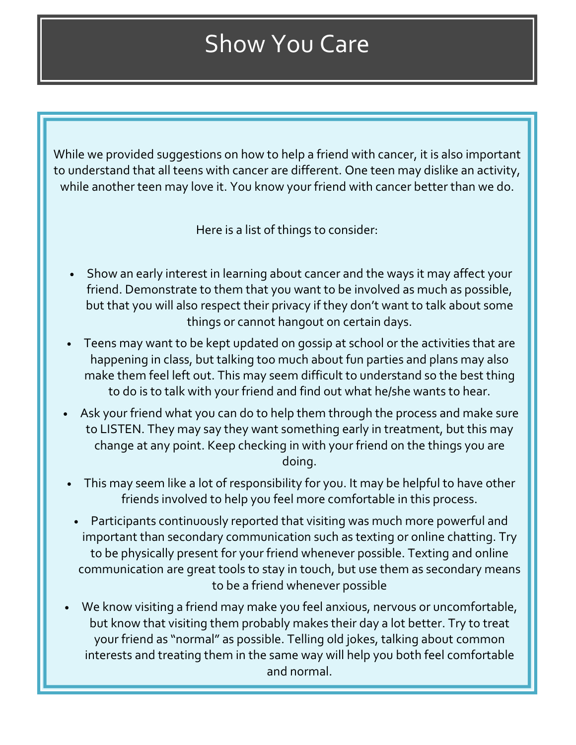# Show You Care

While we provided suggestions on how to help a friend with cancer, it is also important to understand that all teens with cancer are different. One teen may dislike an activity, while another teen may love it. You know your friend with cancer better than we do.

Here is a list of things to consider:

- Show an early interest in learning about cancer and the ways it may affect your friend. Demonstrate to them that you want to be involved as much as possible, but that you will also respect their privacy if they don't want to talk about some things or cannot hangout on certain days.
- Teens may want to be kept updated on gossip at school or the activities that are happening in class, but talking too much about fun parties and plans may also make them feel left out. This may seem difficult to understand so the best thing to do is to talk with your friend and find out what he/she wants to hear.
- Ask your friend what you can do to help them through the process and make sure to LISTEN. They may say they want something early in treatment, but this may change at any point. Keep checking in with your friend on the things you are doing.
- This may seem like a lot of responsibility for you. It may be helpful to have other friends involved to help you feel more comfortable in this process.
- Participants continuously reported that visiting was much more powerful and important than secondary communication such as texting or online chatting. Try to be physically present for your friend whenever possible. Texting and online communication are great tools to stay in touch, but use them as secondary means to be a friend whenever possible
- We know visiting a friend may make you feel anxious, nervous or uncomfortable, but know that visiting them probably makes their day a lot better. Try to treat your friend as "normal" as possible. Telling old jokes, talking about common interests and treating them in the same way will help you both feel comfortable and normal.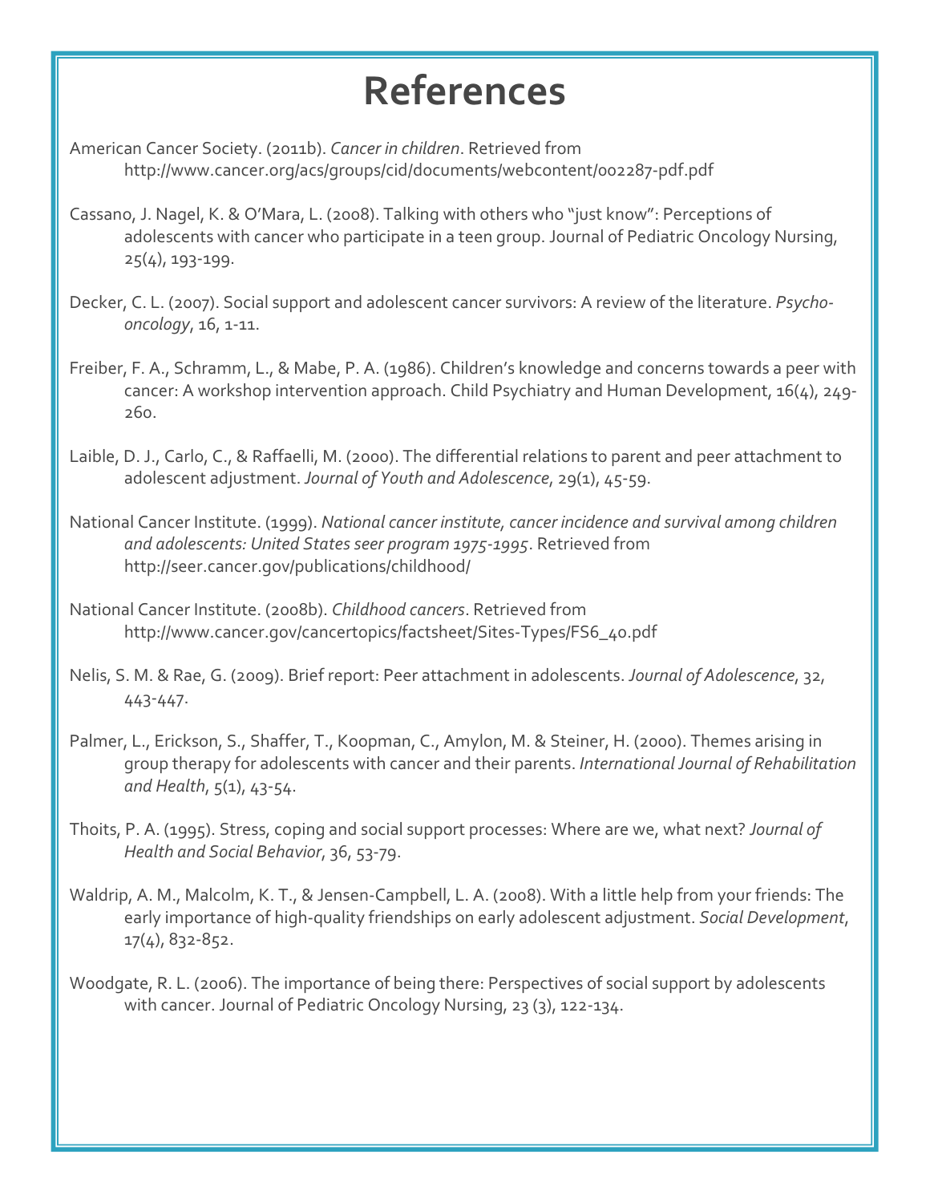# References

American Cancer Society. (2011b). *Cancer in children*. Retrieved from http://www.cancer.org/acs/groups/cid/documents/webcontent/002287-pdf.pdf

Cassano, J. Nagel, K. & O'Mara, L. (2008). Talking with others who "just know": Perceptions of adolescents with cancer who participate in a teen group. Journal of Pediatric Oncology Nursing, 25(4), 193-199.

Decker, C. L. (2007). Social support and adolescent cancer survivors: A review of the literature. *Psycho-oncology*, 16, 1-11.

Freiber, F. A., Schramm, L., & Mabe, P. A. (1986). Children's knowledge and concerns towards a peer with cancer: A workshop intervention approach. Child Psychiatry and Human Development, 16(4), 249-260.

Laible, D. J., Carlo, C., & Raffaelli, M. (2000). The differential relations to parent and peer attachment to adolescent adjustment. *Journal of Youth and Adolescence*, 29(1), 45-59.

National Cancer Institute. (1999). *National cancer institute, cancer incidence and survival among children and adolescents: United States seer program 1975-1995*. Retrieved from http://seer.cancer.gov/publications/childhood/

National Cancer Institute. (2008b). *Childhood cancers*. Retrieved from http://www.cancer.gov/cancertopics/factsheet/Sites-Types/FS6_40.pdf

Nelis, S. M. & Rae, G. (2009). Brief report: Peer attachment in adolescents. *Journal of Adolescence*, 32, 443-447.

Palmer, L., Erickson, S., Shaffer, T., Koopman, C., Amylon, M. & Steiner, H. (2000). Themes arising in group therapy for adolescents with cancer and their parents. *International Journal of Rehabilitation and Health*, 5(1), 43-54.

Thoits, P. A. (1995). Stress, coping and social support processes: Where are we, what next? *Journal of Health and Social Behavior*, 36, 53-79.

Waldrip, A. M., Malcolm, K. T., & Jensen-Campbell, L. A. (2008). With a little help from your friends: The early importance of high-quality friendships on early adolescent adjustment. *Social Development*, 17(4), 832-852.

Woodgate, R. L. (2006). The importance of being there: Perspectives of social support by adolescents with cancer. Journal of Pediatric Oncology Nursing, 23 (3), 122-134.